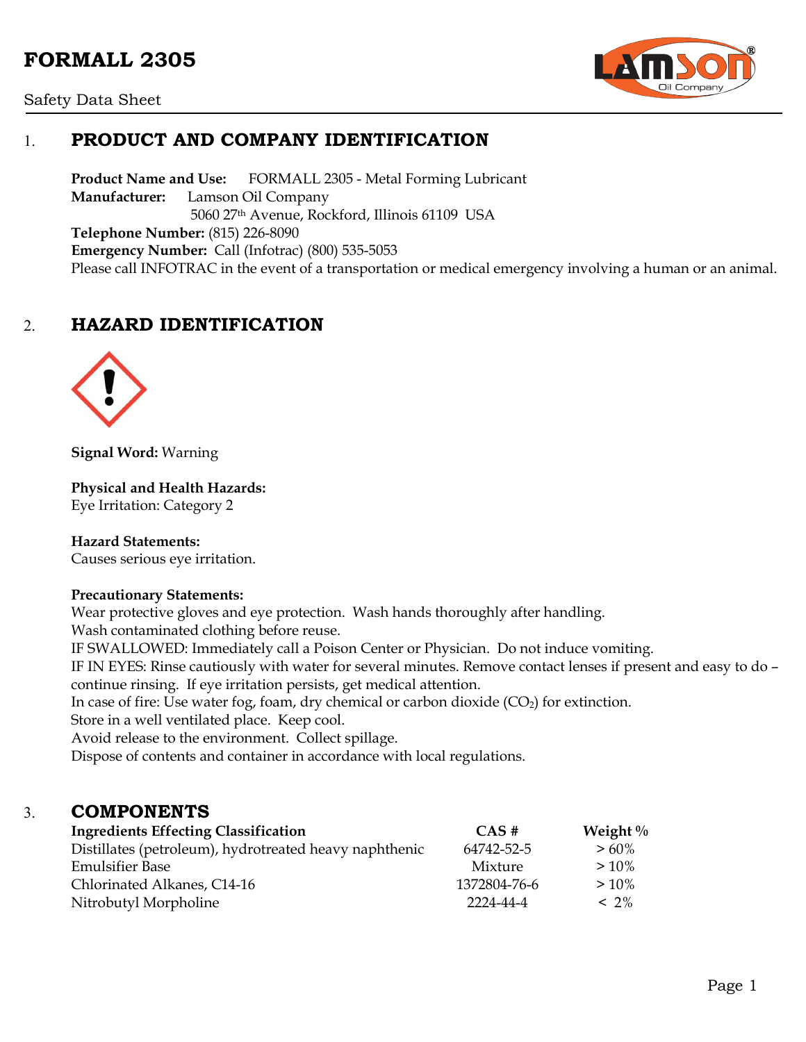# FORMALL 2305

Safety Data Sheet

## 1. PRODUCT AND COMPANY IDENTIFICATION

**Product Name and Use:** FORMALL 2305 - Metal Forming Lubricant
**Manufacturer:** Lamson Oil Company
5060 27th Avenue, Rockford, Illinois 61109 USA
**Telephone Number:** (815) 226-8090
**Emergency Number:** Call (Infotrac) (800) 535-5053
Please call INFOTRAC in the event of a transportation or medical emergency involving a human or an animal.

## 2. HAZARD IDENTIFICATION

**Signal Word:** Warning

**Physical and Health Hazards:**
Eye Irritation: Category 2

**Hazard Statements:**
Causes serious eye irritation.

**Precautionary Statements:**
Wear protective gloves and eye protection. Wash hands thoroughly after handling.
Wash contaminated clothing before reuse.
IF SWALLOWED: Immediately call a Poison Center or Physician. Do not induce vomiting.
IF IN EYES: Rinse cautiously with water for several minutes. Remove contact lenses if present and easy to do – continue rinsing. If eye irritation persists, get medical attention.
In case of fire: Use water fog, foam, dry chemical or carbon dioxide ($CO_2$) for extinction.
Store in a well ventilated place. Keep cool.
Avoid release to the environment. Collect spillage.
Dispose of contents and container in accordance with local regulations.

## 3. COMPONENTS

| Ingredients Effecting Classification | CAS # | Weight % |
|---|---|---|
| Distillates (petroleum), hydrotreated heavy naphthenic | 64742-52-5 | > 60% |
| Emulsifier Base | Mixture | > 10% |
| Chlorinated Alkanes, C14-16 | 1372804-76-6 | > 10% |
| Nitrobutyl Morpholine | 2224-44-4 | < 2% |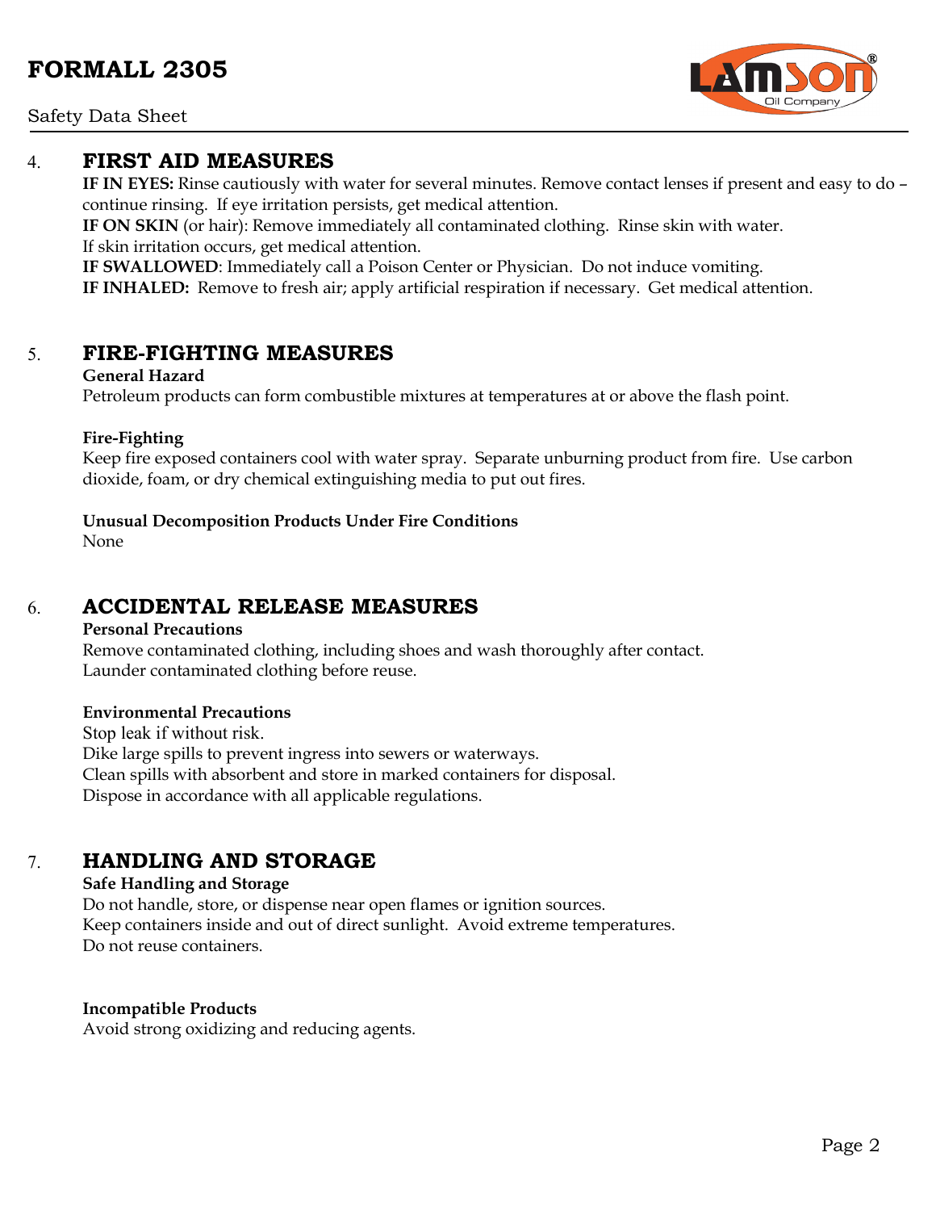## 4. FIRST AID MEASURES

**IF IN EYES:** Rinse cautiously with water for several minutes. Remove contact lenses if present and easy to do – continue rinsing. If eye irritation persists, get medical attention.
**IF ON SKIN** (or hair): Remove immediately all contaminated clothing. Rinse skin with water.
If skin irritation occurs, get medical attention.
**IF SWALLOWED**: Immediately call a Poison Center or Physician. Do not induce vomiting.
**IF INHALED:** Remove to fresh air; apply artificial respiration if necessary. Get medical attention.

## 5. FIRE-FIGHTING MEASURES

**General Hazard**
Petroleum products can form combustible mixtures at temperatures at or above the flash point.

**Fire-Fighting**
Keep fire exposed containers cool with water spray. Separate unburning product from fire. Use carbon dioxide, foam, or dry chemical extinguishing media to put out fires.

**Unusual Decomposition Products Under Fire Conditions**
None

## 6. ACCIDENTAL RELEASE MEASURES

**Personal Precautions**
Remove contaminated clothing, including shoes and wash thoroughly after contact.
Launder contaminated clothing before reuse.

**Environmental Precautions**
Stop leak if without risk.
Dike large spills to prevent ingress into sewers or waterways.
Clean spills with absorbent and store in marked containers for disposal.
Dispose in accordance with all applicable regulations.

## 7. HANDLING AND STORAGE

**Safe Handling and Storage**
Do not handle, store, or dispense near open flames or ignition sources.
Keep containers inside and out of direct sunlight. Avoid extreme temperatures.
Do not reuse containers.

**Incompatible Products**
Avoid strong oxidizing and reducing agents.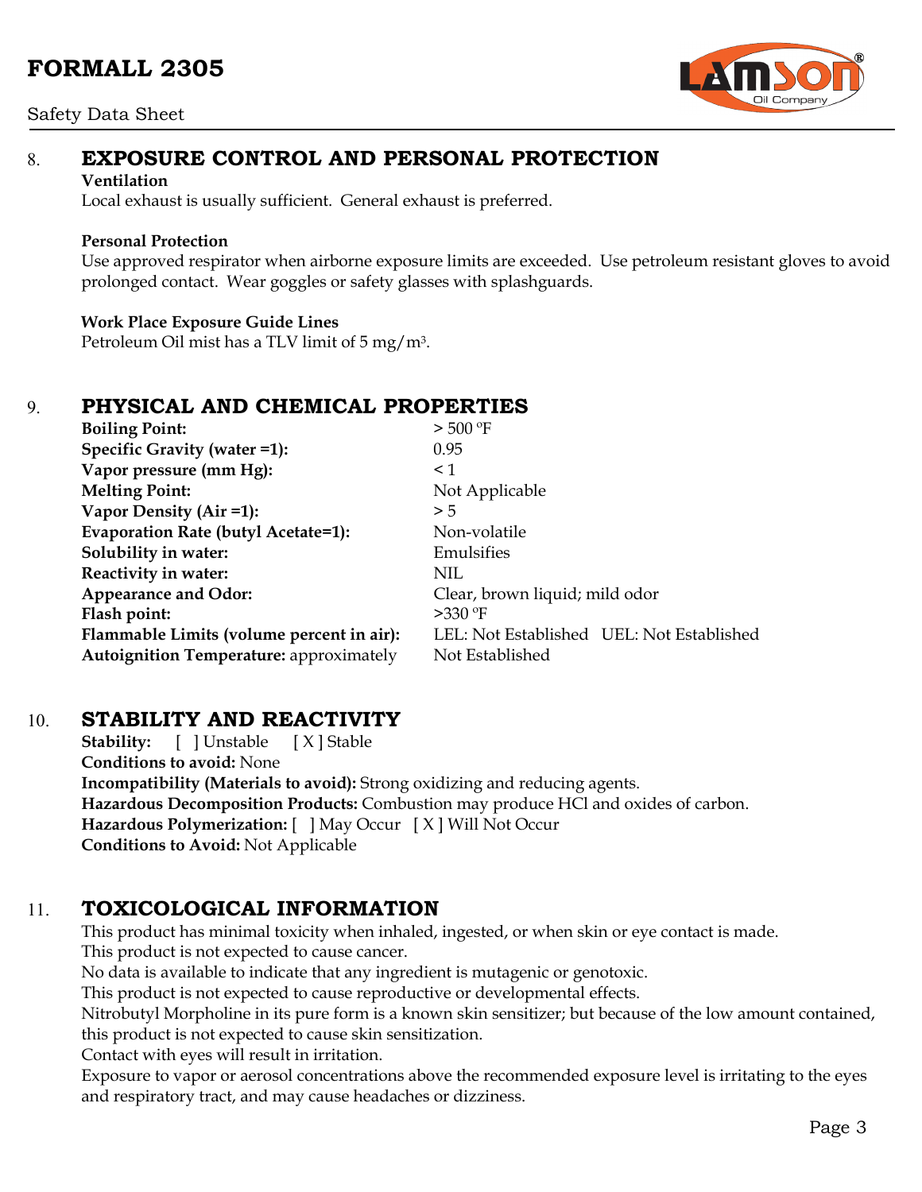## 8. EXPOSURE CONTROL AND PERSONAL PROTECTION

**Ventilation**

Local exhaust is usually sufficient. General exhaust is preferred.

**Personal Protection**

Use approved respirator when airborne exposure limits are exceeded. Use petroleum resistant gloves to avoid prolonged contact. Wear goggles or safety glasses with splashguards.

**Work Place Exposure Guide Lines**

Petroleum Oil mist has a TLV limit of 5 $mg/m^3$.

## 9. PHYSICAL AND CHEMICAL PROPERTIES

| | |
|---|---|
| **Boiling Point:** | > 500 ºF |
| **Specific Gravity (water =1):** | 0.95 |
| **Vapor pressure (mm Hg):** | < 1 |
| **Melting Point:** | Not Applicable |
| **Vapor Density (Air =1):** | > 5 |
| **Evaporation Rate (butyl Acetate=1):** | Non-volatile |
| **Solubility in water:** | Emulsifies |
| **Reactivity in water:** | NIL |
| **Appearance and Odor:** | Clear, brown liquid; mild odor |
| **Flash point:** | >330 ºF |
| **Flammable Limits (volume percent in air):** | LEL: Not Established UEL: Not Established |
| **Autoignition Temperature:** approximately | Not Established |

## 10. STABILITY AND REACTIVITY

**Stability:** [ ] Unstable [ X ] Stable

**Conditions to avoid:** None

**Incompatibility (Materials to avoid):** Strong oxidizing and reducing agents.

**Hazardous Decomposition Products:** Combustion may produce HCl and oxides of carbon.

**Hazardous Polymerization:** [ ] May Occur [ X ] Will Not Occur

**Conditions to Avoid:** Not Applicable

## 11. TOXICOLOGICAL INFORMATION

This product has minimal toxicity when inhaled, ingested, or when skin or eye contact is made.
This product is not expected to cause cancer.
No data is available to indicate that any ingredient is mutagenic or genotoxic.
This product is not expected to cause reproductive or developmental effects.
Nitrobutyl Morpholine in its pure form is a known skin sensitizer; but because of the low amount contained, this product is not expected to cause skin sensitization.
Contact with eyes will result in irritation.
Exposure to vapor or aerosol concentrations above the recommended exposure level is irritating to the eyes and respiratory tract, and may cause headaches or dizziness.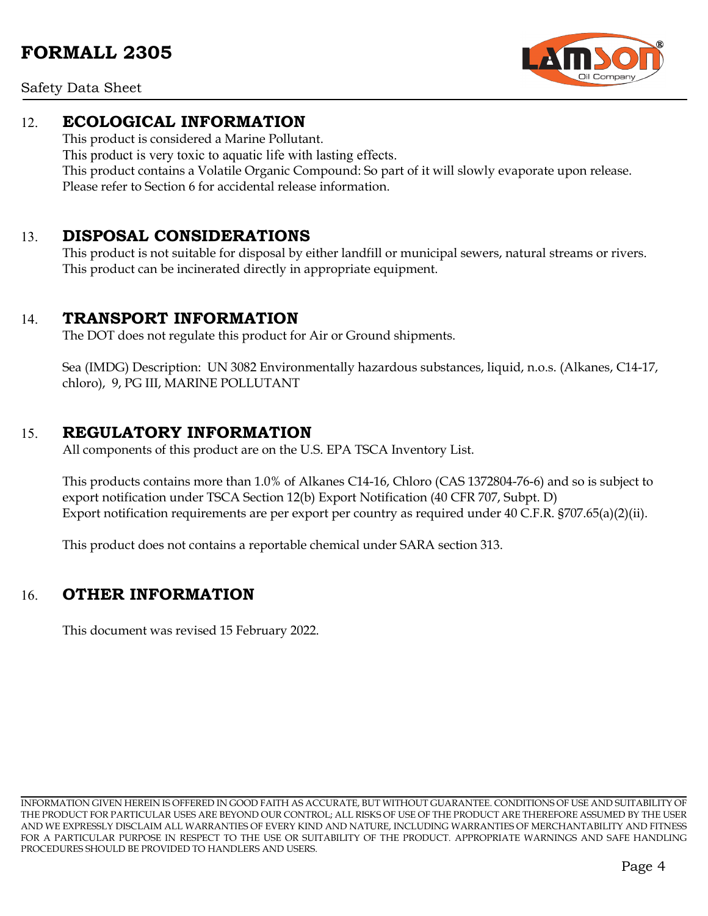## 12. ECOLOGICAL INFORMATION

This product is considered a Marine Pollutant.
This product is very toxic to aquatic life with lasting effects.
This product contains a Volatile Organic Compound: So part of it will slowly evaporate upon release.
Please refer to Section 6 for accidental release information.

## 13. DISPOSAL CONSIDERATIONS

This product is not suitable for disposal by either landfill or municipal sewers, natural streams or rivers.
This product can be incinerated directly in appropriate equipment.

## 14. TRANSPORT INFORMATION

The DOT does not regulate this product for Air or Ground shipments.

Sea (IMDG) Description: UN 3082 Environmentally hazardous substances, liquid, n.o.s. (Alkanes, C14-17, chloro), 9, PG III, MARINE POLLUTANT

## 15. REGULATORY INFORMATION

All components of this product are on the U.S. EPA TSCA Inventory List.

This products contains more than 1.0% of Alkanes C14-16, Chloro (CAS 1372804-76-6) and so is subject to export notification under TSCA Section 12(b) Export Notification (40 CFR 707, Subpt. D)
Export notification requirements are per export per country as required under 40 C.F.R. §707.65(a)(2)(ii).

This product does not contains a reportable chemical under SARA section 313.

## 16. OTHER INFORMATION

This document was revised 15 February 2022.

INFORMATION GIVEN HEREIN IS OFFERED IN GOOD FAITH AS ACCURATE, BUT WITHOUT GUARANTEE. CONDITIONS OF USE AND SUITABILITY OF THE PRODUCT FOR PARTICULAR USES ARE BEYOND OUR CONTROL; ALL RISKS OF USE OF THE PRODUCT ARE THEREFORE ASSUMED BY THE USER AND WE EXPRESSLY DISCLAIM ALL WARRANTIES OF EVERY KIND AND NATURE, INCLUDING WARRANTIES OF MERCHANTABILITY AND FITNESS FOR A PARTICULAR PURPOSE IN RESPECT TO THE USE OR SUITABILITY OF THE PRODUCT. APPROPRIATE WARNINGS AND SAFE HANDLING PROCEDURES SHOULD BE PROVIDED TO HANDLERS AND USERS.